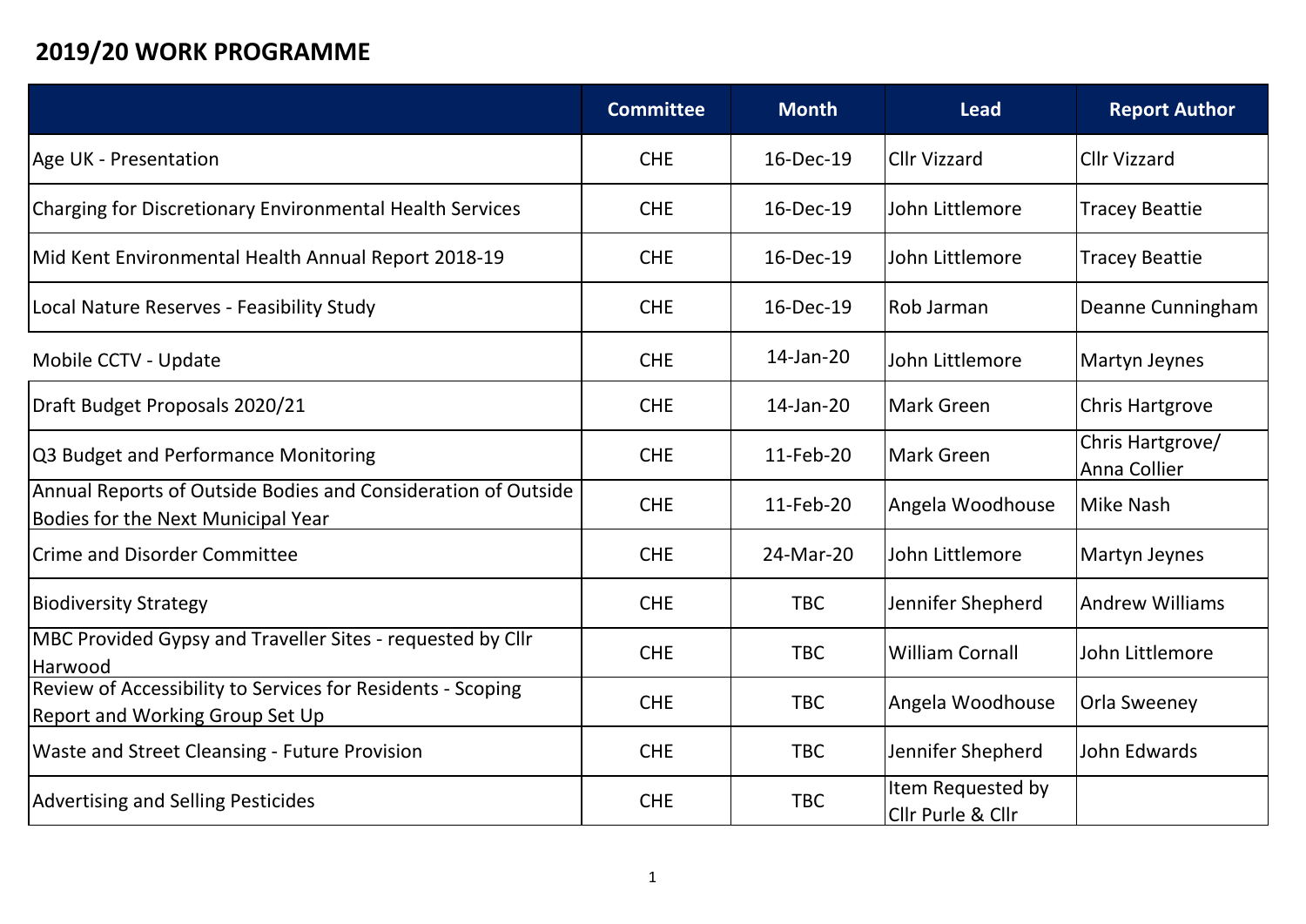# 2019/20 WORK PROGRAMME

| | Committee | Month | Lead | Report Author |
|---|---|---|---|---|
| Age UK - Presentation | CHE | 16-Dec-19 | Cllr Vizzard | Cllr Vizzard |
| Charging for Discretionary Environmental Health Services | CHE | 16-Dec-19 | John Littlemore | Tracey Beattie |
| Mid Kent Environmental Health Annual Report 2018-19 | CHE | 16-Dec-19 | John Littlemore | Tracey Beattie |
| Local Nature Reserves - Feasibility Study | CHE | 16-Dec-19 | Rob Jarman | Deanne Cunningham |
| Mobile CCTV - Update | CHE | 14-Jan-20 | John Littlemore | Martyn Jeynes |
| Draft Budget Proposals 2020/21 | CHE | 14-Jan-20 | Mark Green | Chris Hartgrove |
| Q3 Budget and Performance Monitoring | CHE | 11-Feb-20 | Mark Green | Chris Hartgrove/ Anna Collier |
| Annual Reports of Outside Bodies and Consideration of Outside Bodies for the Next Municipal Year | CHE | 11-Feb-20 | Angela Woodhouse | Mike Nash |
| Crime and Disorder Committee | CHE | 24-Mar-20 | John Littlemore | Martyn Jeynes |
| Biodiversity Strategy | CHE | TBC | Jennifer Shepherd | Andrew Williams |
| MBC Provided Gypsy and Traveller Sites - requested by Cllr Harwood | CHE | TBC | William Cornall | John Littlemore |
| Review of Accessibility to Services for Residents - Scoping Report and Working Group Set Up | CHE | TBC | Angela Woodhouse | Orla Sweeney |
| Waste and Street Cleansing - Future Provision | CHE | TBC | Jennifer Shepherd | John Edwards |
| Advertising and Selling Pesticides | CHE | TBC | Item Requested by Cllr Purle & Cllr | |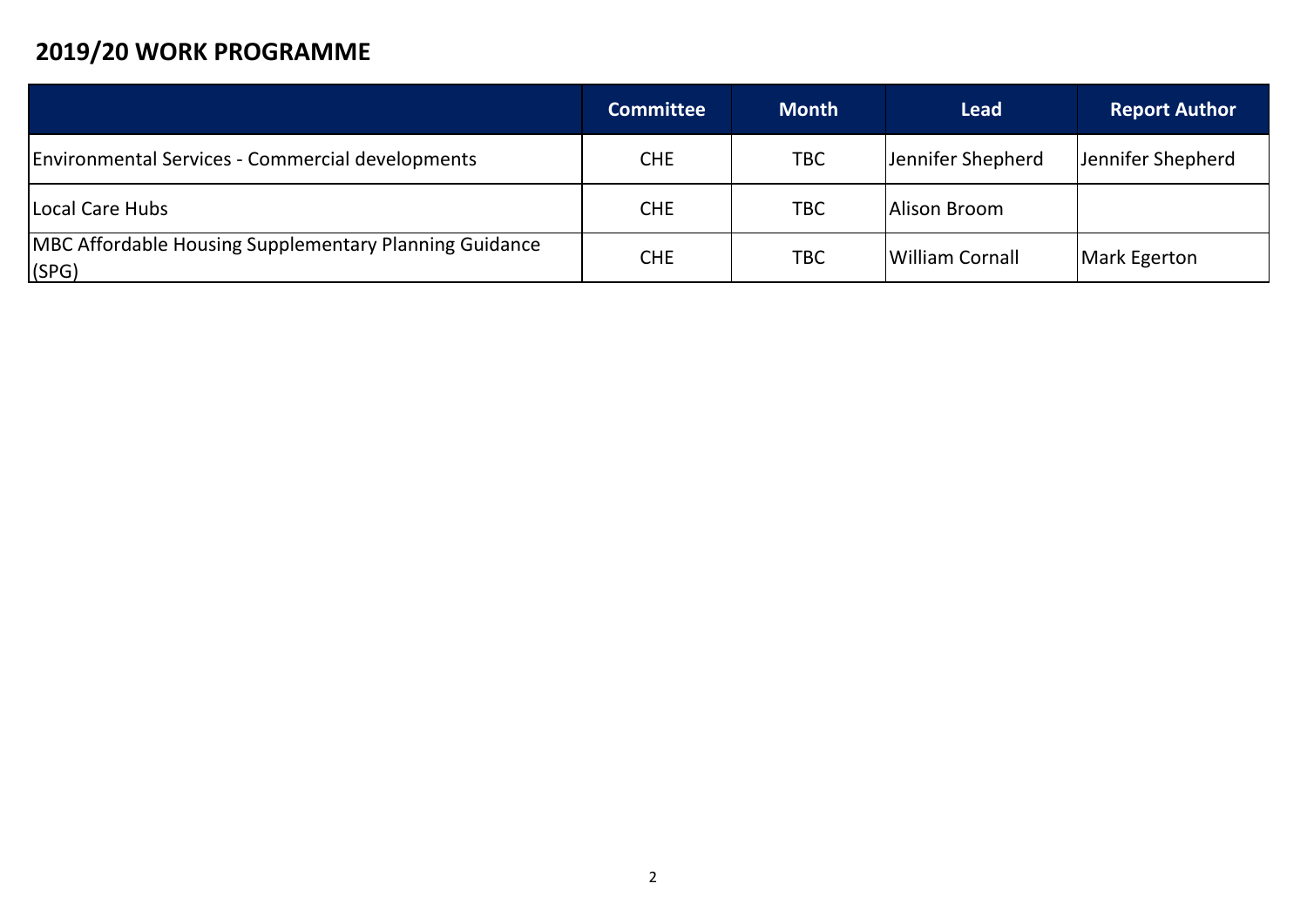## 2019/20 WORK PROGRAMME

| | Committee | Month | Lead | Report Author |
|---|---|---|---|---|
| Environmental Services - Commercial developments | CHE | TBC | Jennifer Shepherd | Jennifer Shepherd |
| Local Care Hubs | CHE | TBC | Alison Broom | |
| MBC Affordable Housing Supplementary Planning Guidance (SPG) | CHE | TBC | William Cornall | Mark Egerton |